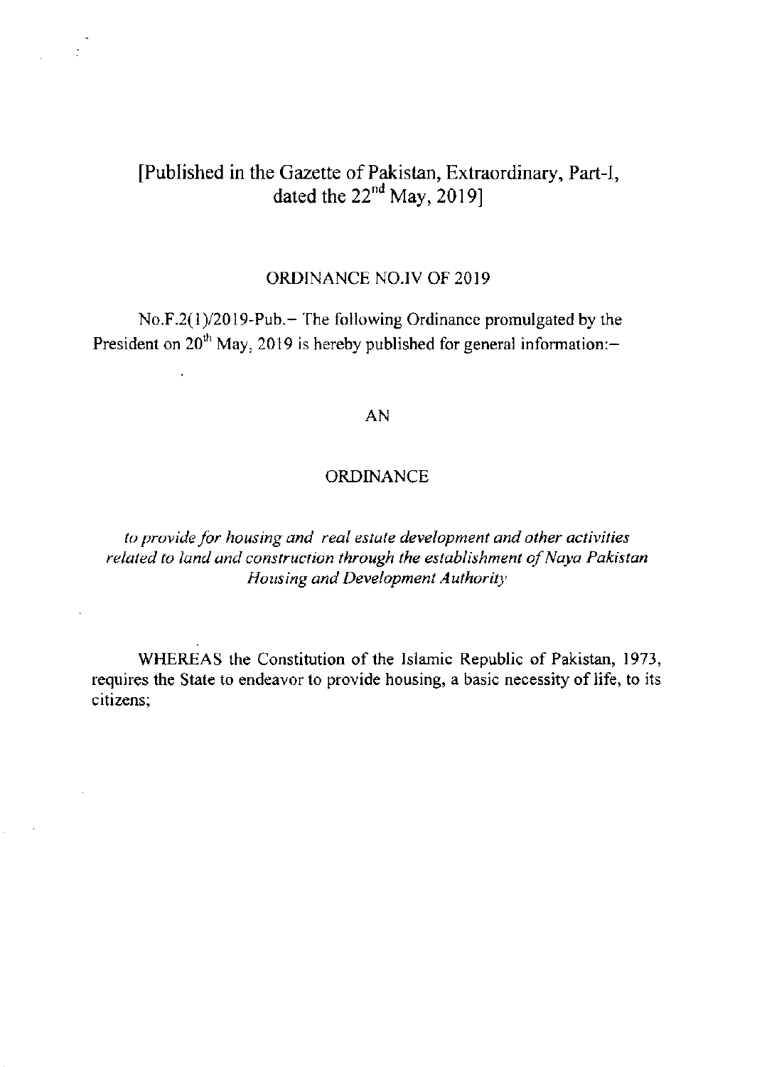[Published in the Gazette of Pakistan, Extraordinary, Part-I, dated the 22nd May, 2019]

ORDINANCE NO.IV OF 2019

No.F.2(1)/2019-Pub.– The following Ordinance promulgated by the President on 20th May, 2019 is hereby published for general information:–

AN

ORDINANCE

*to provide for housing and real estate development and other activities related to land and construction through the establishment of Naya Pakistan Housing and Development Authority*

WHEREAS the Constitution of the Islamic Republic of Pakistan, 1973, requires the State to endeavor to provide housing, a basic necessity of life, to its citizens;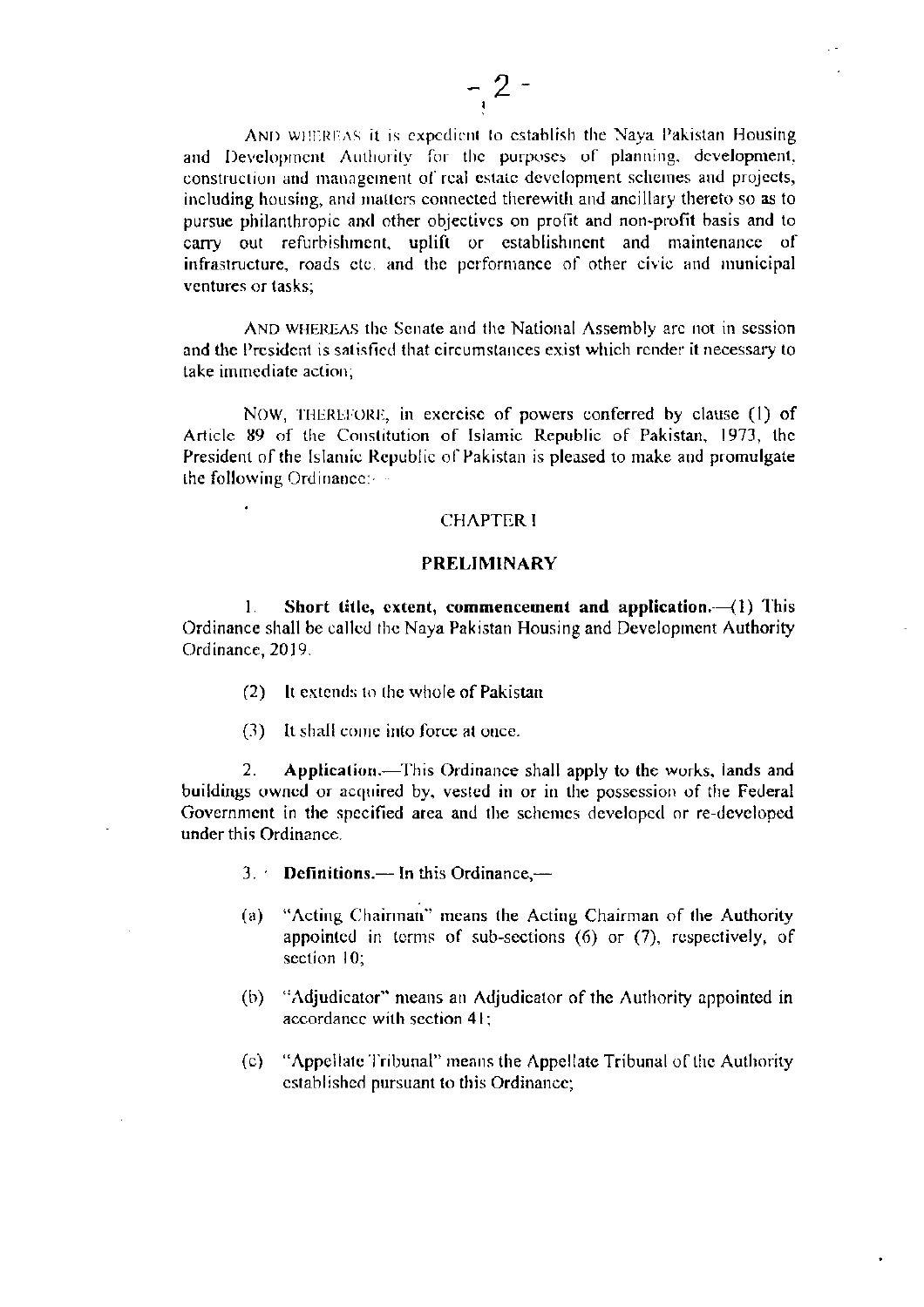AND WHEREAS it is expedient to establish the Naya Pakistan Housing and Development Authority for the purposes of planning, development, construction and management of real estate development schemes and projects, including housing, and matters connected therewith and ancillary thereto so as to pursue philanthropic and other objectives on profit and non-profit basis and to carry out refurbishment, uplift or establishment and maintenance of infrastructure, roads etc. and the performance of other civic and municipal ventures or tasks;

AND WHEREAS the Senate and the National Assembly are not in session and the President is satisfied that circumstances exist which render it necessary to take immediate action;

NOW, THEREFORE, in exercise of powers conferred by clause (1) of Article 89 of the Constitution of Islamic Republic of Pakistan, 1973, the President of the Islamic Republic of Pakistan is pleased to make and promulgate the following Ordinance:-

## CHAPTER I

## PRELIMINARY

1. **Short title, extent, commencement and application.**—(1) This Ordinance shall be called the Naya Pakistan Housing and Development Authority Ordinance, 2019.

(2) It extends to the whole of Pakistan

(3) It shall come into force at once.

2. **Application.**—This Ordinance shall apply to the works, lands and buildings owned or acquired by, vested in or in the possession of the Federal Government in the specified area and the schemes developed or re-developed under this Ordinance.

3. **Definitions.**— In this Ordinance,—

(a) "Acting Chairman" means the Acting Chairman of the Authority appointed in terms of sub-sections (6) or (7), respectively, of section 10;

(b) "Adjudicator" means an Adjudicator of the Authority appointed in accordance with section 41;

(c) "Appellate Tribunal" means the Appellate Tribunal of the Authority established pursuant to this Ordinance;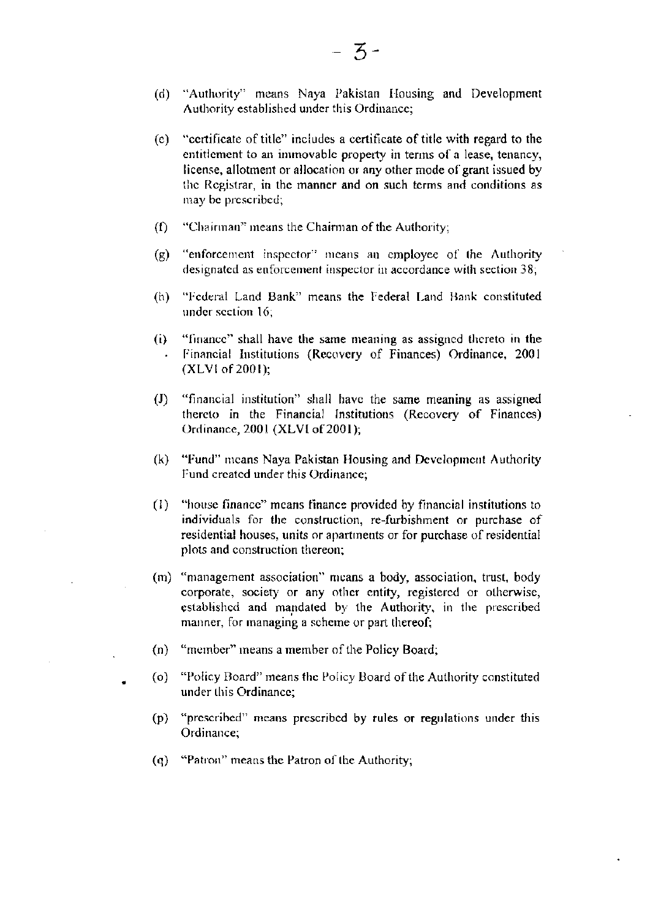(d) "Authority" means Naya Pakistan Housing and Development Authority established under this Ordinance;

(e) "certificate of title" includes a certificate of title with regard to the entitlement to an immovable property in terms of a lease, tenancy, license, allotment or allocation or any other mode of grant issued by the Registrar, in the manner and on such terms and conditions as may be prescribed;

(f) "Chairman" means the Chairman of the Authority;

(g) "enforcement inspector" means an employee of the Authority designated as enforcement inspector in accordance with section 38;

(h) "Federal Land Bank" means the Federal Land Bank constituted under section 16;

(i) "finance" shall have the same meaning as assigned thereto in the Financial Institutions (Recovery of Finances) Ordinance, 2001 (XLVI of 2001);

(j) "financial institution" shall have the same meaning as assigned thereto in the Financial Institutions (Recovery of Finances) Ordinance, 2001 (XLVI of 2001);

(k) "Fund" means Naya Pakistan Housing and Development Authority Fund created under this Ordinance;

(l) "house finance" means finance provided by financial institutions to individuals for the construction, re-furbishment or purchase of residential houses, units or apartments or for purchase of residential plots and construction thereon;

(m) "management association" means a body, association, trust, body corporate, society or any other entity, registered or otherwise, established and mandated by the Authority, in the prescribed manner, for managing a scheme or part thereof;

(n) "member" means a member of the Policy Board;

(o) "Policy Board" means the Policy Board of the Authority constituted under this Ordinance;

(p) "prescribed" means prescribed by rules or regulations under this Ordinance;

(q) "Patron" means the Patron of the Authority;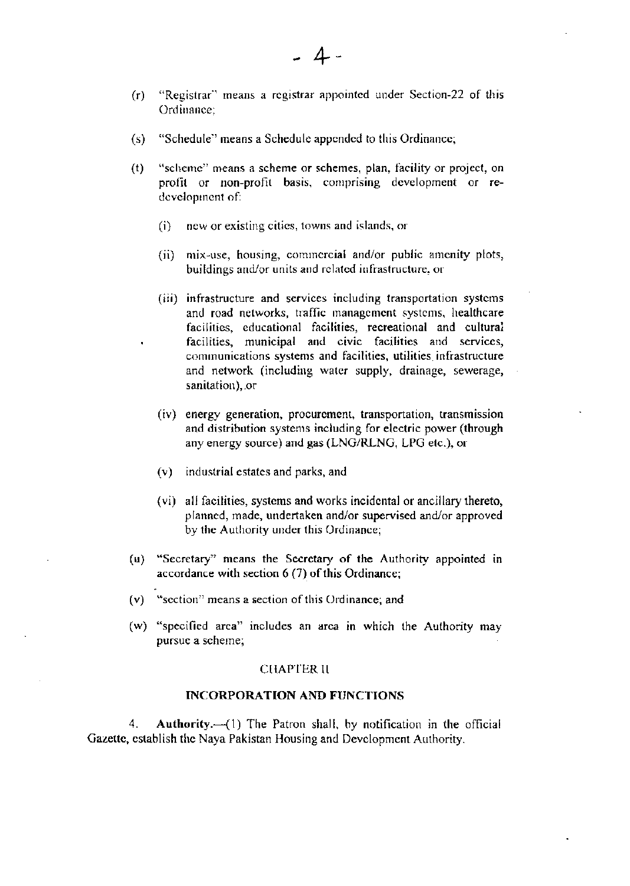(r) "Registrar" means a registrar appointed under Section-22 of this Ordinance;

(s) "Schedule" means a Schedule appended to this Ordinance;

(t) "scheme" means a scheme or schemes, plan, facility or project, on profit or non-profit basis, comprising development or re-development of:

  (i) new or existing cities, towns and islands, or

  (ii) mix-use, housing, commercial and/or public amenity plots, buildings and/or units and related infrastructure, or

  (iii) infrastructure and services including transportation systems and road networks, traffic management systems, healthcare facilities, educational facilities, recreational and cultural facilities, municipal and civic facilities and services, communications systems and facilities, utilities infrastructure and network (including water supply, drainage, sewerage, sanitation), or

  (iv) energy generation, procurement, transportation, transmission and distribution systems including for electric power (through any energy source) and gas (LNG/RLNG, LPG etc.), or

  (v) industrial estates and parks, and

  (vi) all facilities, systems and works incidental or ancillary thereto, planned, made, undertaken and/or supervised and/or approved by the Authority under this Ordinance;

(u) "Secretary" means the Secretary of the Authority appointed in accordance with section 6 (7) of this Ordinance;

(v) "section" means a section of this Ordinance; and

(w) "specified area" includes an area in which the Authority may pursue a scheme;

## CHAPTER II

### INCORPORATION AND FUNCTIONS

4. **Authority.**—(1) The Patron shall, by notification in the official Gazette, establish the Naya Pakistan Housing and Development Authority.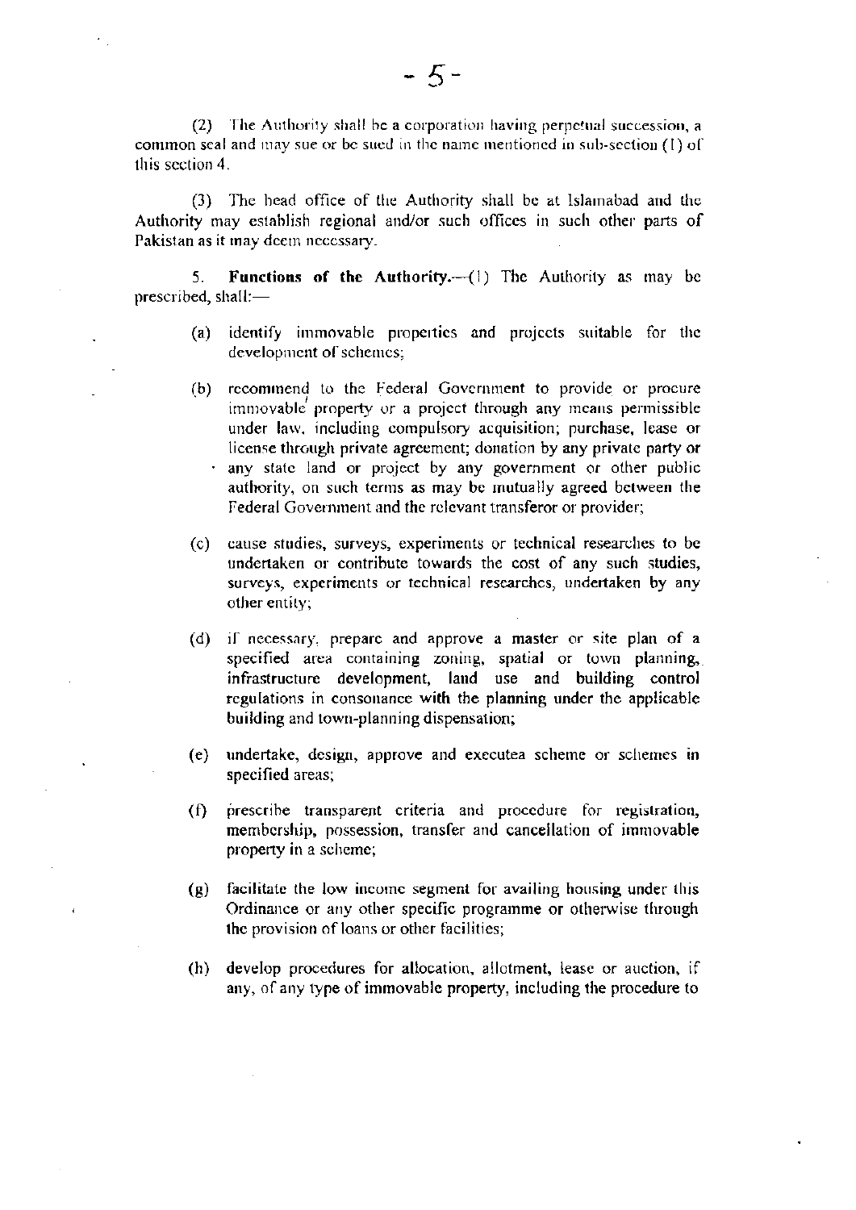(2) The Authority shall be a corporation having perpetual succession, a common seal and may sue or be sued in the name mentioned in sub-section (1) of this section 4.

(3) The head office of the Authority shall be at Islamabad and the Authority may establish regional and/or such offices in such other parts of Pakistan as it may deem necessary.

5. **Functions of the Authority.**—(1) The Authority as may be prescribed, shall:—

(a) identify immovable properties and projects suitable for the development of schemes;

(b) recommend to the Federal Government to provide or procure immovable property or a project through any means permissible under law, including compulsory acquisition; purchase, lease or license through private agreement; donation by any private party or any state land or project by any government or other public authority, on such terms as may be mutually agreed between the Federal Government and the relevant transferor or provider;

(c) cause studies, surveys, experiments or technical researches to be undertaken or contribute towards the cost of any such studies, surveys, experiments or technical researches, undertaken by any other entity;

(d) if necessary, prepare and approve a master or site plan of a specified area containing zoning, spatial or town planning, infrastructure development, land use and building control regulations in consonance with the planning under the applicable building and town-planning dispensation;

(e) undertake, design, approve and executea scheme or schemes in specified areas;

(f) prescribe transparent criteria and procedure for registration, membership, possession, transfer and cancellation of immovable property in a scheme;

(g) facilitate the low income segment for availing housing under this Ordinance or any other specific programme or otherwise through the provision of loans or other facilities;

(h) develop procedures for allocation, allotment, lease or auction, if any, of any type of immovable property, including the procedure to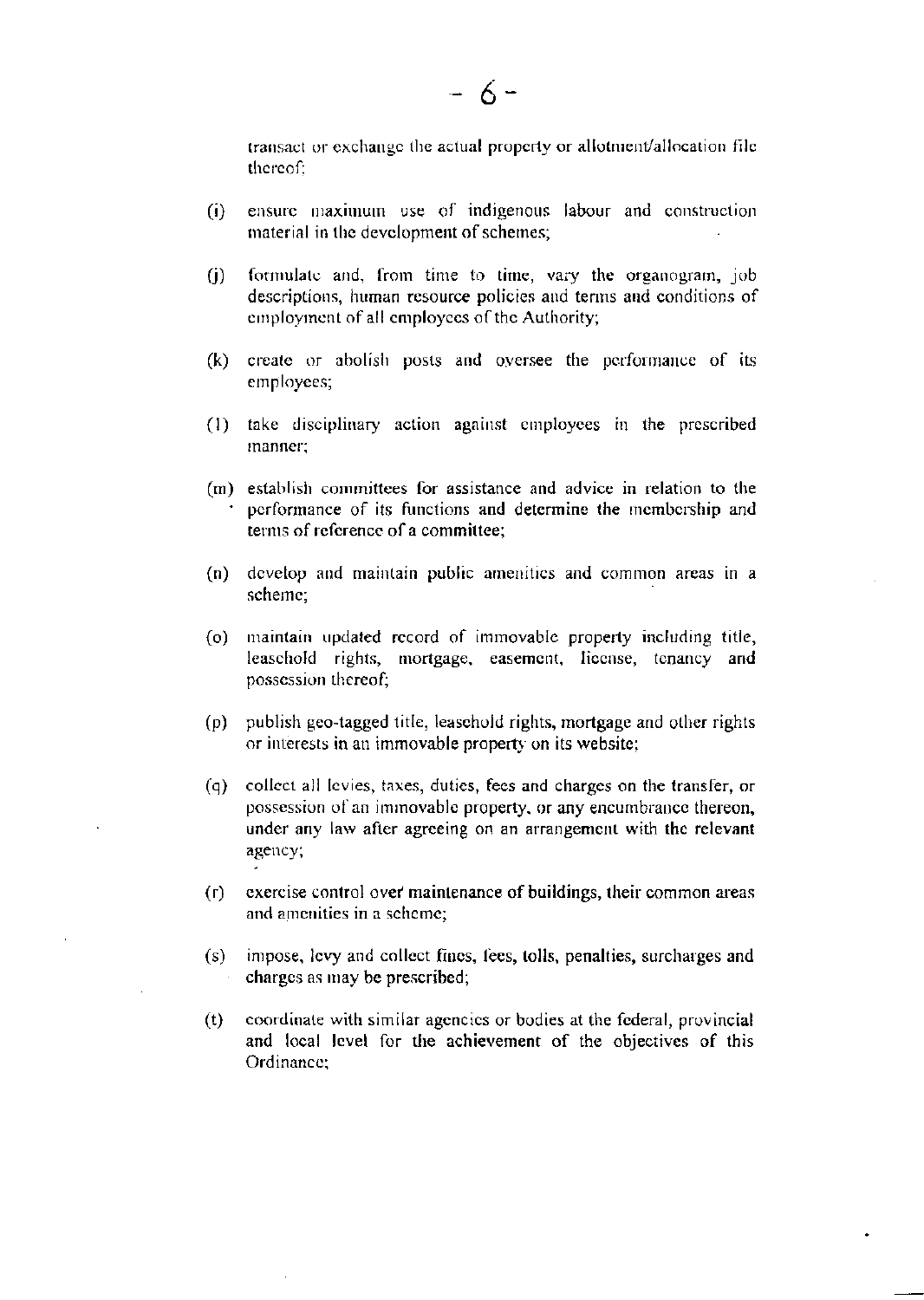transact or exchange the actual property or allotment/allocation file thereof;

(i) ensure maximum use of indigenous labour and construction material in the development of schemes;

(j) formulate and, from time to time, vary the organogram, job descriptions, human resource policies and terms and conditions of employment of all employees of the Authority;

(k) create or abolish posts and oversee the performance of its employees;

(l) take disciplinary action against employees in the prescribed manner;

(m) establish committees for assistance and advice in relation to the performance of its functions and determine the membership and terms of reference of a committee;

(n) develop and maintain public amenities and common areas in a scheme;

(o) maintain updated record of immovable property including title, leasehold rights, mortgage, easement, license, tenancy and possession thereof;

(p) publish geo-tagged title, leasehold rights, mortgage and other rights or interests in an immovable property on its website;

(q) collect all levies, taxes, duties, fees and charges on the transfer, or possession of an immovable property, or any encumbrance thereon, under any law after agreeing on an arrangement with the relevant agency;

(r) exercise control over maintenance of buildings, their common areas and amenities in a scheme;

(s) impose, levy and collect fines, fees, tolls, penalties, surcharges and charges as may be prescribed;

(t) coordinate with similar agencies or bodies at the federal, provincial and local level for the achievement of the objectives of this Ordinance;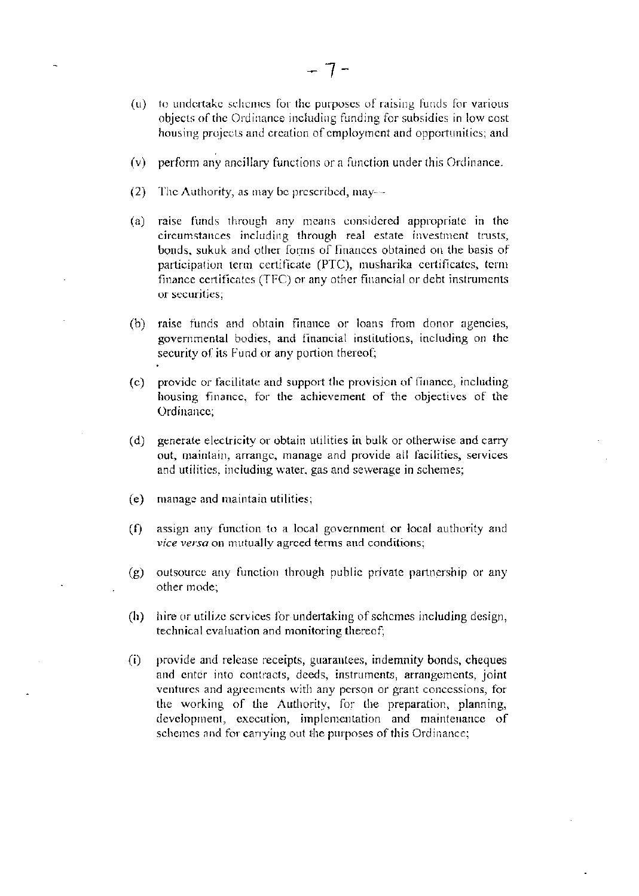(u) to undertake schemes for the purposes of raising funds for various objects of the Ordinance including funding for subsidies in low cost housing projects and creation of employment and opportunities; and

(v) perform any ancillary functions or a function under this Ordinance.

(2) The Authority, as may be prescribed, may—

(a) raise funds through any means considered appropriate in the circumstances including through real estate investment trusts, bonds, sukuk and other forms of finances obtained on the basis of participation term certificate (PTC), musharika certificates, term finance certificates (TFC) or any other financial or debt instruments or securities;

(b) raise funds and obtain finance or loans from donor agencies, governmental bodies, and financial institutions, including on the security of its Fund or any portion thereof;

(c) provide or facilitate and support the provision of finance, including housing finance, for the achievement of the objectives of the Ordinance;

(d) generate electricity or obtain utilities in bulk or otherwise and carry out, maintain, arrange, manage and provide all facilities, services and utilities, including water, gas and sewerage in schemes;

(e) manage and maintain utilities;

(f) assign any function to a local government or local authority and *vice versa* on mutually agreed terms and conditions;

(g) outsource any function through public private partnership or any other mode;

(h) hire or utilize services for undertaking of schemes including design, technical evaluation and monitoring thereof;

(i) provide and release receipts, guarantees, indemnity bonds, cheques and enter into contracts, deeds, instruments, arrangements, joint ventures and agreements with any person or grant concessions, for the working of the Authority, for the preparation, planning, development, execution, implementation and maintenance of schemes and for carrying out the purposes of this Ordinance;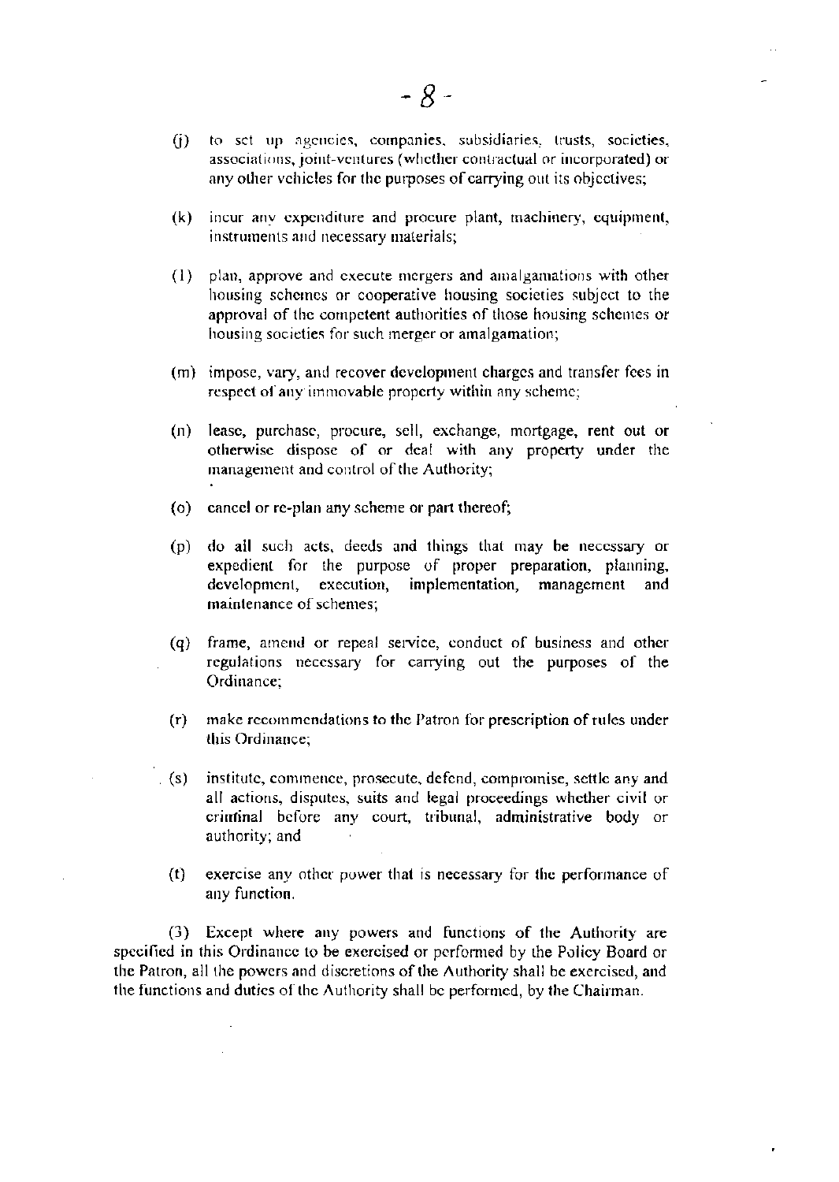(j) to set up agencies, companies, subsidiaries, trusts, societies, associations, joint-ventures (whether contractual or incorporated) or any other vehicles for the purposes of carrying out its objectives;

(k) incur any expenditure and procure plant, machinery, equipment, instruments and necessary materials;

(l) plan, approve and execute mergers and amalgamations with other housing schemes or cooperative housing societies subject to the approval of the competent authorities of those housing schemes or housing societies for such merger or amalgamation;

(m) impose, vary, and recover development charges and transfer fees in respect of any immovable property within any scheme;

(n) lease, purchase, procure, sell, exchange, mortgage, rent out or otherwise dispose of or deal with any property under the management and control of the Authority;

(o) cancel or re-plan any scheme or part thereof;

(p) do all such acts, deeds and things that may be necessary or expedient for the purpose of proper preparation, planning, development, execution, implementation, management and maintenance of schemes;

(q) frame, amend or repeal service, conduct of business and other regulations necessary for carrying out the purposes of the Ordinance;

(r) make recommendations to the Patron for prescription of rules under this Ordinance;

(s) institute, commence, prosecute, defend, compromise, settle any and all actions, disputes, suits and legal proceedings whether civil or criminal before any court, tribunal, administrative body or authority; and

(t) exercise any other power that is necessary for the performance of any function.

(3) Except where any powers and functions of the Authority are specified in this Ordinance to be exercised or performed by the Policy Board or the Patron, all the powers and discretions of the Authority shall be exercised, and the functions and duties of the Authority shall be performed, by the Chairman.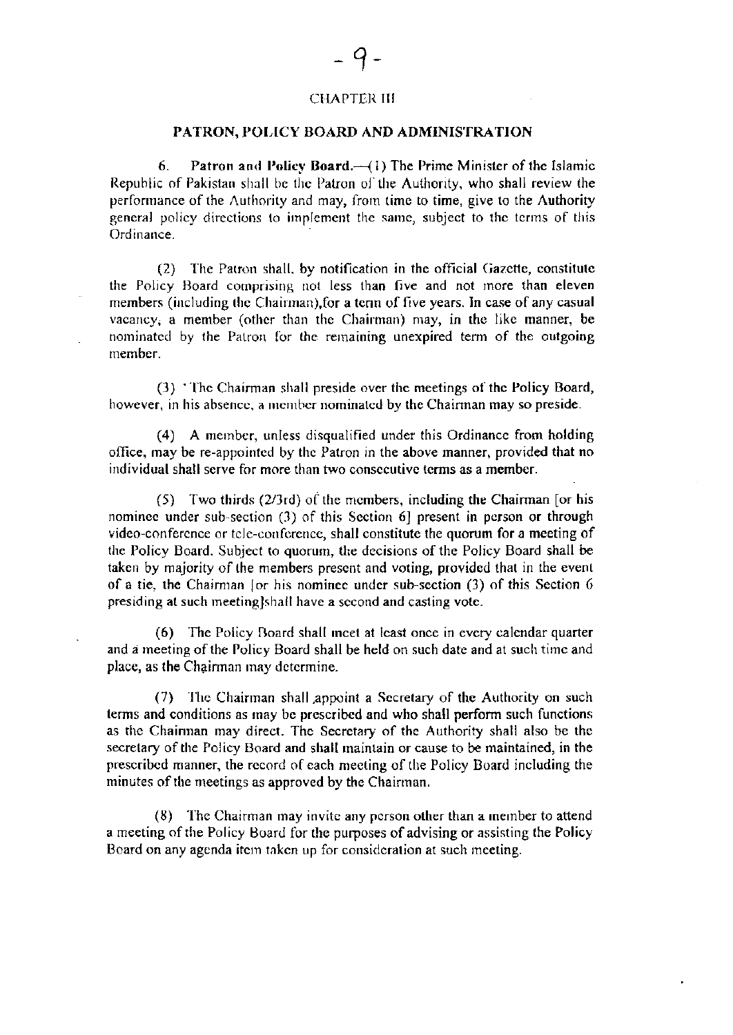## CHAPTER III

## PATRON, POLICY BOARD AND ADMINISTRATION

6. **Patron and Policy Board.**—(1) The Prime Minister of the Islamic Republic of Pakistan shall be the Patron of the Authority, who shall review the performance of the Authority and may, from time to time, give to the Authority general policy directions to implement the same, subject to the terms of this Ordinance.

(2) The Patron shall, by notification in the official Gazette, constitute the Policy Board comprising not less than five and not more than eleven members (including the Chairman),for a term of five years. In case of any casual vacancy, a member (other than the Chairman) may, in the like manner, be nominated by the Patron for the remaining unexpired term of the outgoing member.

(3) The Chairman shall preside over the meetings of the Policy Board, however, in his absence, a member nominated by the Chairman may so preside.

(4) A member, unless disqualified under this Ordinance from holding office, may be re-appointed by the Patron in the above manner, provided that no individual shall serve for more than two consecutive terms as a member.

(5) Two thirds (2/3rd) of the members, including the Chairman [or his nominee under sub-section (3) of this Section 6] present in person or through video-conference or tele-conference, shall constitute the quorum for a meeting of the Policy Board. Subject to quorum, the decisions of the Policy Board shall be taken by majority of the members present and voting, provided that in the event of a tie, the Chairman [or his nominee under sub-section (3) of this Section 6 presiding at such meeting]shall have a second and casting vote.

(6) The Policy Board shall meet at least once in every calendar quarter and a meeting of the Policy Board shall be held on such date and at such time and place, as the Chairman may determine.

(7) The Chairman shall appoint a Secretary of the Authority on such terms and conditions as may be prescribed and who shall perform such functions as the Chairman may direct. The Secretary of the Authority shall also be the secretary of the Policy Board and shall maintain or cause to be maintained, in the prescribed manner, the record of each meeting of the Policy Board including the minutes of the meetings as approved by the Chairman.

(8) The Chairman may invite any person other than a member to attend a meeting of the Policy Board for the purposes of advising or assisting the Policy Board on any agenda item taken up for consideration at such meeting.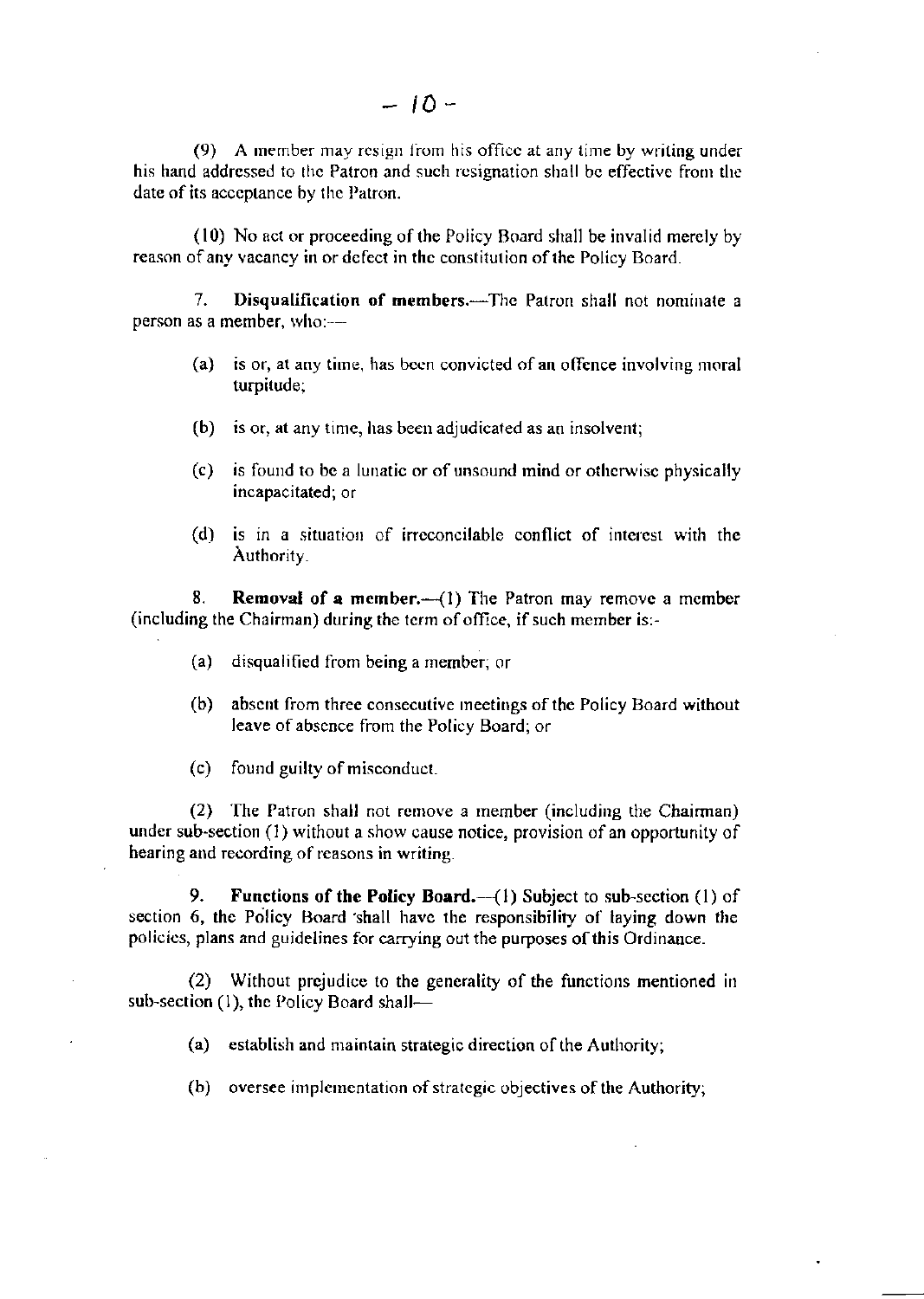(9) A member may resign from his office at any time by writing under his hand addressed to the Patron and such resignation shall be effective from the date of its acceptance by the Patron.

(10) No act or proceeding of the Policy Board shall be invalid merely by reason of any vacancy in or defect in the constitution of the Policy Board.

7. **Disqualification of members.**—The Patron shall not nominate a person as a member, who:—

(a) is or, at any time, has been convicted of an offence involving moral turpitude;

(b) is or, at any time, has been adjudicated as an insolvent;

(c) is found to be a lunatic or of unsound mind or otherwise physically incapacitated; or

(d) is in a situation of irreconcilable conflict of interest with the Authority.

8. **Removal of a member.**—(1) The Patron may remove a member (including the Chairman) during the term of office, if such member is:-

(a) disqualified from being a member; or

(b) absent from three consecutive meetings of the Policy Board without leave of absence from the Policy Board; or

(c) found guilty of misconduct.

(2) The Patron shall not remove a member (including the Chairman) under sub-section (1) without a show cause notice, provision of an opportunity of hearing and recording of reasons in writing.

9. **Functions of the Policy Board.**—(1) Subject to sub-section (1) of section 6, the Policy Board shall have the responsibility of laying down the policies, plans and guidelines for carrying out the purposes of this Ordinance.

(2) Without prejudice to the generality of the functions mentioned in sub-section (1), the Policy Board shall—

(a) establish and maintain strategic direction of the Authority;

(b) oversee implementation of strategic objectives of the Authority;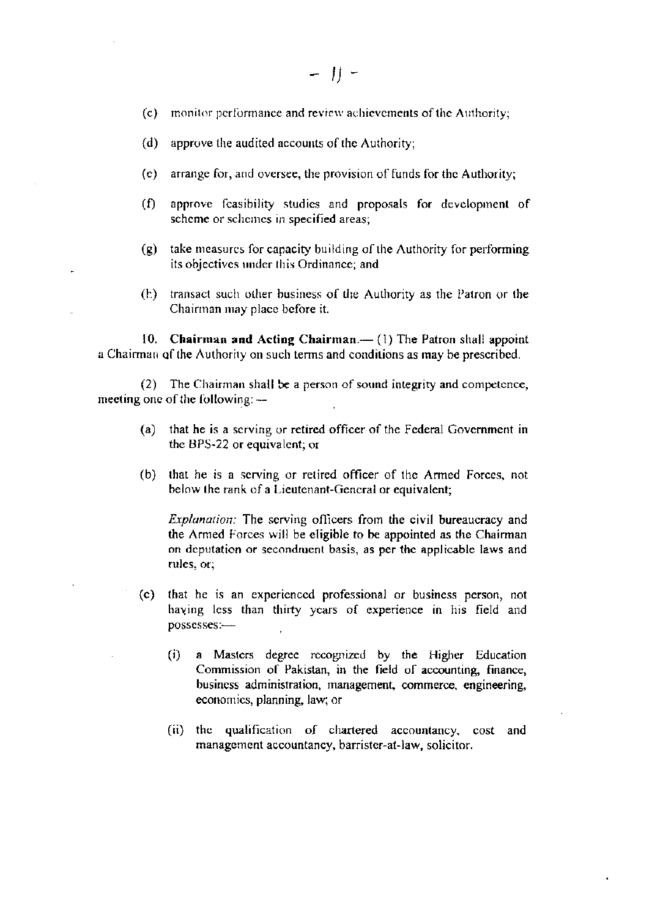(c) monitor performance and review achievements of the Authority;

(d) approve the audited accounts of the Authority;

(e) arrange for, and oversee, the provision of funds for the Authority;

(f) approve feasibility studies and proposals for development of scheme or schemes in specified areas;

(g) take measures for capacity building of the Authority for performing its objectives under this Ordinance; and

(h) transact such other business of the Authority as the Patron or the Chairman may place before it.

**10. Chairman and Acting Chairman.**— (1) The Patron shall appoint a Chairman of the Authority on such terms and conditions as may be prescribed.

(2) The Chairman shall be a person of sound integrity and competence, meeting one of the following: —

(a) that he is a serving or retired officer of the Federal Government in the BPS-22 or equivalent; or

(b) that he is a serving or retired officer of the Armed Forces, not below the rank of a Lieutenant-General or equivalent;

*Explanation:* The serving officers from the civil bureaucracy and the Armed Forces will be eligible to be appointed as the Chairman on deputation or secondment basis, as per the applicable laws and rules, or;

(c) that he is an experienced professional or business person, not having less than thirty years of experience in his field and possesses:—

(i) a Masters degree recognized by the Higher Education Commission of Pakistan, in the field of accounting, finance, business administration, management, commerce, engineering, economics, planning, law; or

(ii) the qualification of chartered accountancy, cost and management accountancy, barrister-at-law, solicitor.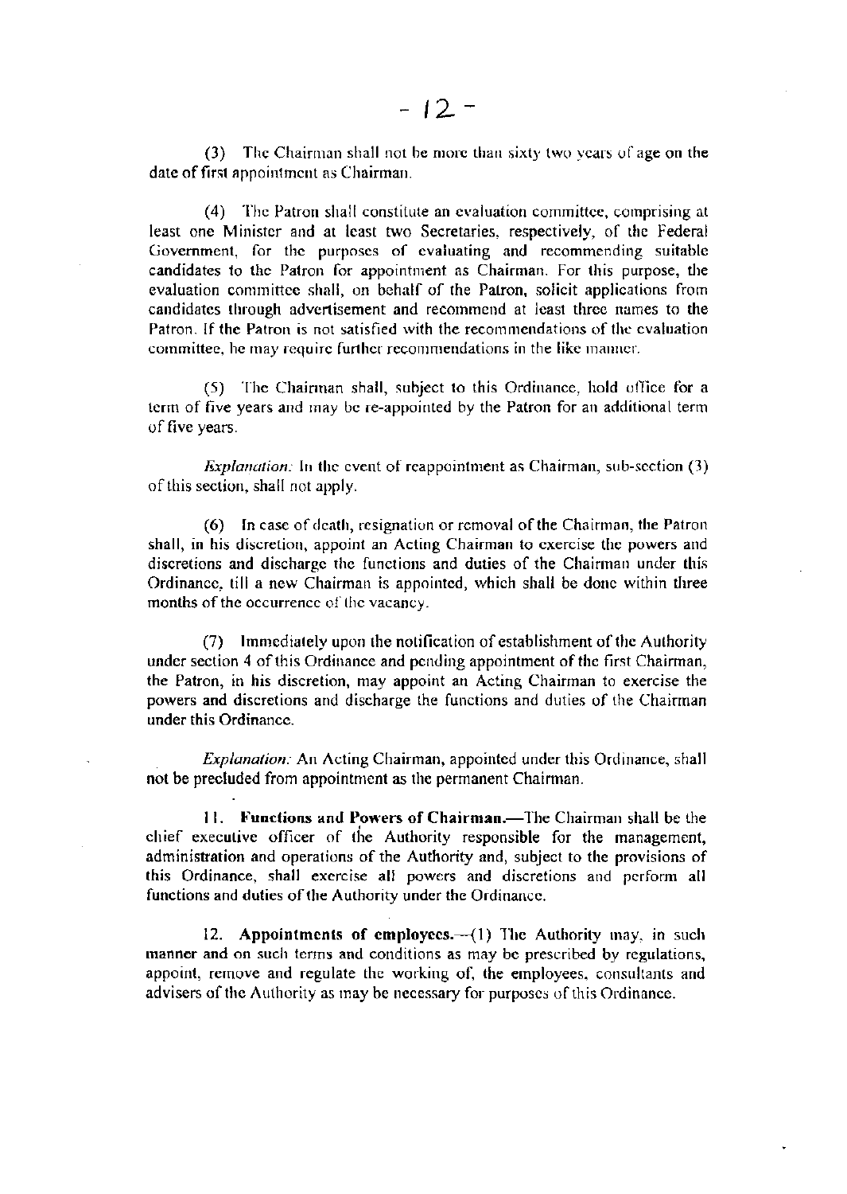(3) The Chairman shall not be more than sixty two years of age on the date of first appointment as Chairman.

(4) The Patron shall constitute an evaluation committee, comprising at least one Minister and at least two Secretaries, respectively, of the Federal Government, for the purposes of evaluating and recommending suitable candidates to the Patron for appointment as Chairman. For this purpose, the evaluation committee shall, on behalf of the Patron, solicit applications from candidates through advertisement and recommend at least three names to the Patron. If the Patron is not satisfied with the recommendations of the evaluation committee, he may require further recommendations in the like manner.

(5) The Chairman shall, subject to this Ordinance, hold office for a term of five years and may be re-appointed by the Patron for an additional term of five years.

*Explanation:* In the event of reappointment as Chairman, sub-section (3) of this section, shall not apply.

(6) In case of death, resignation or removal of the Chairman, the Patron shall, in his discretion, appoint an Acting Chairman to exercise the powers and discretions and discharge the functions and duties of the Chairman under this Ordinance, till a new Chairman is appointed, which shall be done within three months of the occurrence of the vacancy.

(7) Immediately upon the notification of establishment of the Authority under section 4 of this Ordinance and pending appointment of the first Chairman, the Patron, in his discretion, may appoint an Acting Chairman to exercise the powers and discretions and discharge the functions and duties of the Chairman under this Ordinance.

*Explanation:* An Acting Chairman, appointed under this Ordinance, shall not be precluded from appointment as the permanent Chairman.

11. **Functions and Powers of Chairman.**—The Chairman shall be the chief executive officer of the Authority responsible for the management, administration and operations of the Authority and, subject to the provisions of this Ordinance, shall exercise all powers and discretions and perform all functions and duties of the Authority under the Ordinance.

12. **Appointments of employees.**—(1) The Authority may, in such manner and on such terms and conditions as may be prescribed by regulations, appoint, remove and regulate the working of, the employees, consultants and advisers of the Authority as may be necessary for purposes of this Ordinance.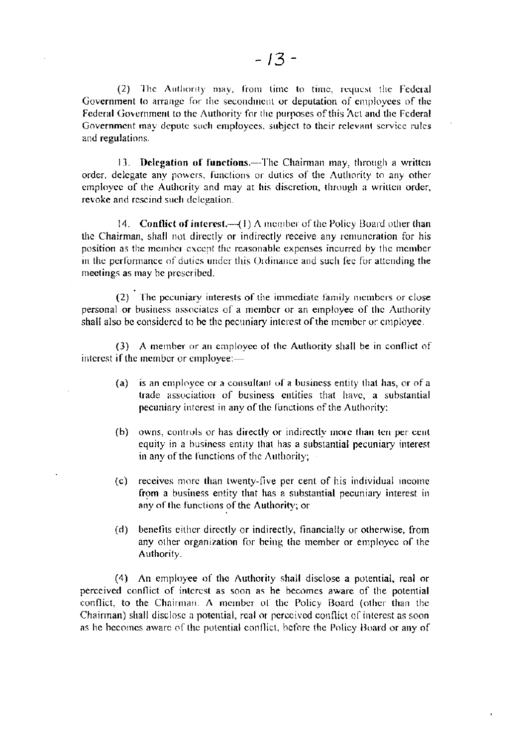(2) The Authority may, from time to time, request the Federal Government to arrange for the secondment or deputation of employees of the Federal Government to the Authority for the purposes of this Act and the Federal Government may depute such employees, subject to their relevant service rules and regulations.

13. **Delegation of functions.**—The Chairman may, through a written order, delegate any powers, functions or duties of the Authority to any other employee of the Authority and may at his discretion, through a written order, revoke and rescind such delegation.

14. **Conflict of interest.**—(1) A member of the Policy Board other than the Chairman, shall not directly or indirectly receive any remuneration for his position as the member except the reasonable expenses incurred by the member in the performance of duties under this Ordinance and such fee for attending the meetings as may be prescribed.

(2) The pecuniary interests of the immediate family members or close personal or business associates of a member or an employee of the Authority shall also be considered to be the pecuniary interest of the member or employee.

(3) A member or an employee of the Authority shall be in conflict of interest if the member or employee:—

- (a) is an employee or a consultant of a business entity that has, or of a trade association of business entities that have, a substantial pecuniary interest in any of the functions of the Authority;
- (b) owns, controls or has directly or indirectly more than ten per cent equity in a business entity that has a substantial pecuniary interest in any of the functions of the Authority;
- (c) receives more than twenty-five per cent of his individual income from a business entity that has a substantial pecuniary interest in any of the functions of the Authority; or
- (d) benefits either directly or indirectly, financially or otherwise, from any other organization for being the member or employee of the Authority.

(4) An employee of the Authority shall disclose a potential, real or perceived conflict of interest as soon as he becomes aware of the potential conflict, to the Chairman. A member of the Policy Board (other than the Chairman) shall disclose a potential, real or perceived conflict of interest as soon as he becomes aware of the potential conflict, before the Policy Board or any of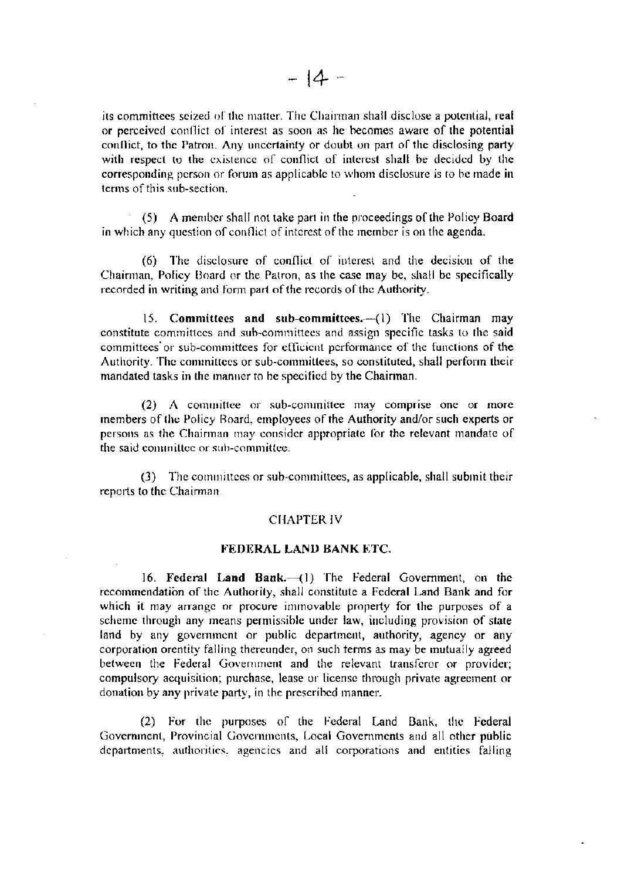its committees seized of the matter. The Chairman shall disclose a potential, real or perceived conflict of interest as soon as he becomes aware of the potential conflict, to the Patron. Any uncertainty or doubt on part of the disclosing party with respect to the existence of conflict of interest shall be decided by the corresponding person or forum as applicable to whom disclosure is to be made in terms of this sub-section.

(5) A member shall not take part in the proceedings of the Policy Board in which any question of conflict of interest of the member is on the agenda.

(6) The disclosure of conflict of interest and the decision of the Chairman, Policy Board or the Patron, as the case may be, shall be specifically recorded in writing and form part of the records of the Authority.

15. **Committees and sub-committees.**—(1) The Chairman may constitute committees and sub-committees and assign specific tasks to the said committees or sub-committees for efficient performance of the functions of the Authority. The committees or sub-committees, so constituted, shall perform their mandated tasks in the manner to be specified by the Chairman.

(2) A committee or sub-committee may comprise one or more members of the Policy Board, employees of the Authority and/or such experts or persons as the Chairman may consider appropriate for the relevant mandate of the said committee or sub-committee.

(3) The committees or sub-committees, as applicable, shall submit their reports to the Chairman.

## CHAPTER IV

## FEDERAL LAND BANK ETC.

16. **Federal Land Bank.**—(1) The Federal Government, on the recommendation of the Authority, shall constitute a Federal Land Bank and for which it may arrange or procure immovable property for the purposes of a scheme through any means permissible under law, including provision of state land by any government or public department, authority, agency or any corporation orentity falling thereunder, on such terms as may be mutually agreed between the Federal Government and the relevant transferor or provider; compulsory acquisition; purchase, lease or license through private agreement or donation by any private party, in the prescribed manner.

(2) For the purposes of the Federal Land Bank, the Federal Government, Provincial Governments, Local Governments and all other public departments, authorities, agencies and all corporations and entities falling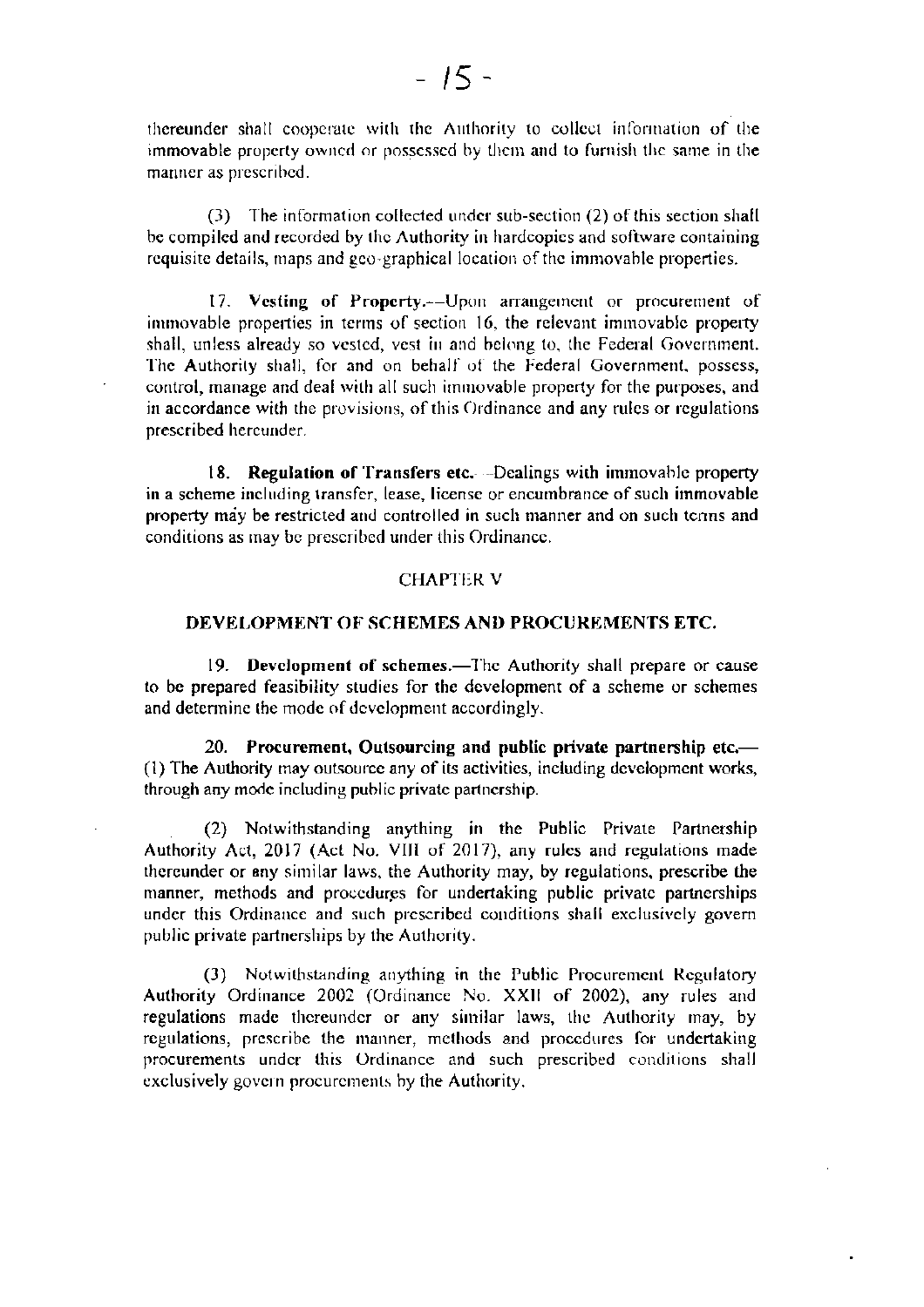thereunder shall cooperate with the Authority to collect information of the immovable property owned or possessed by them and to furnish the same in the manner as prescribed.

(3) The information collected under sub-section (2) of this section shall be compiled and recorded by the Authority in hardcopies and software containing requisite details, maps and geo-graphical location of the immovable properties.

17. **Vesting of Property.**—Upon arrangement or procurement of immovable properties in terms of section 16, the relevant immovable property shall, unless already so vested, vest in and belong to, the Federal Government. The Authority shall, for and on behalf of the Federal Government, possess, control, manage and deal with all such immovable property for the purposes, and in accordance with the provisions, of this Ordinance and any rules or regulations prescribed hereunder.

18. **Regulation of Transfers etc.**—Dealings with immovable property in a scheme including transfer, lease, license or encumbrance of such immovable property may be restricted and controlled in such manner and on such terms and conditions as may be prescribed under this Ordinance.

## CHAPTER V

## DEVELOPMENT OF SCHEMES AND PROCUREMENTS ETC.

19. **Development of schemes.**—The Authority shall prepare or cause to be prepared feasibility studies for the development of a scheme or schemes and determine the mode of development accordingly.

20. **Procurement, Outsourcing and public private partnership etc.**—(1) The Authority may outsource any of its activities, including development works, through any mode including public private partnership.

(2) Notwithstanding anything in the Public Private Partnership Authority Act, 2017 (Act No. VIII of 2017), any rules and regulations made thereunder or any similar laws, the Authority may, by regulations, prescribe the manner, methods and procedures for undertaking public private partnerships under this Ordinance and such prescribed conditions shall exclusively govern public private partnerships by the Authority.

(3) Notwithstanding anything in the Public Procurement Regulatory Authority Ordinance 2002 (Ordinance No. XXII of 2002), any rules and regulations made thereunder or any similar laws, the Authority may, by regulations, prescribe the manner, methods and procedures for undertaking procurements under this Ordinance and such prescribed conditions shall exclusively govern procurements by the Authority.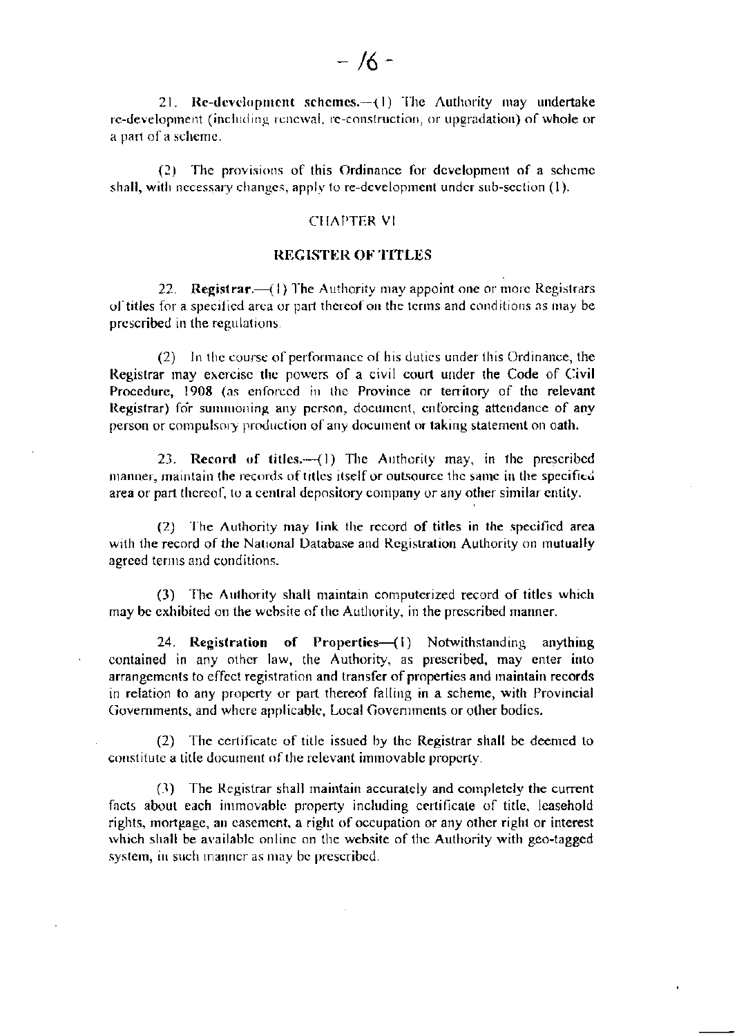21. **Re-development schemes.**—(1) The Authority may undertake re-development (including renewal, re-construction, or upgradation) of whole or a part of a scheme.

(2) The provisions of this Ordinance for development of a scheme shall, with necessary changes, apply to re-development under sub-section (1).

## CHAPTER VI

## REGISTER OF TITLES

22. **Registrar.**—(1) The Authority may appoint one or more Registrars of titles for a specified area or part thereof on the terms and conditions as may be prescribed in the regulations.

(2) In the course of performance of his duties under this Ordinance, the Registrar may exercise the powers of a civil court under the Code of Civil Procedure, 1908 (as enforced in the Province or territory of the relevant Registrar) for summoning any person, document, enforcing attendance of any person or compulsory production of any document or taking statement on oath.

23. **Record of titles.**—(1) The Authority may, in the prescribed manner, maintain the records of titles itself or outsource the same in the specified area or part thereof, to a central depository company or any other similar entity.

(2) The Authority may link the record of titles in the specified area with the record of the National Database and Registration Authority on mutually agreed terms and conditions.

(3) The Authority shall maintain computerized record of titles which may be exhibited on the website of the Authority, in the prescribed manner.

24. **Registration of Properties**—(1) Notwithstanding anything contained in any other law, the Authority, as prescribed, may enter into arrangements to effect registration and transfer of properties and maintain records in relation to any property or part thereof falling in a scheme, with Provincial Governments, and where applicable, Local Governments or other bodies.

(2) The certificate of title issued by the Registrar shall be deemed to constitute a title document of the relevant immovable property.

(3) The Registrar shall maintain accurately and completely the current facts about each immovable property including certificate of title, leasehold rights, mortgage, an easement, a right of occupation or any other right or interest which shall be available online on the website of the Authority with geo-tagged system, in such manner as may be prescribed.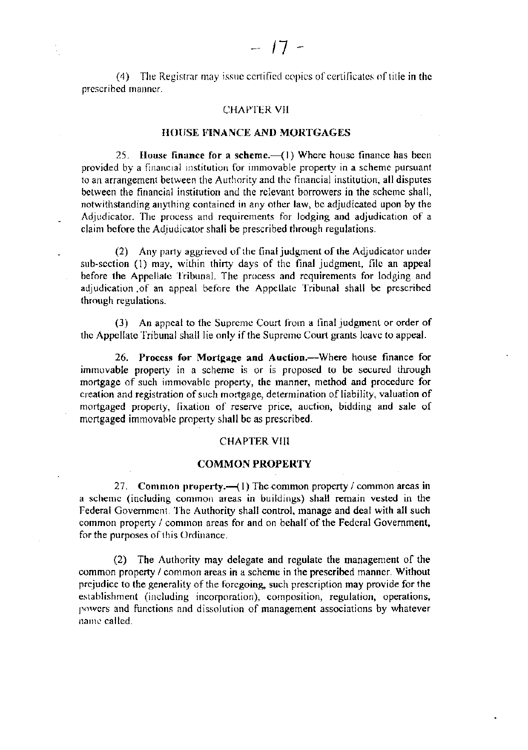(4) The Registrar may issue certified copies of certificates of title in the prescribed manner.

## CHAPTER VII

## HOUSE FINANCE AND MORTGAGES

25. **House finance for a scheme.**—(1) Where house finance has been provided by a financial institution for immovable property in a scheme pursuant to an arrangement between the Authority and the financial institution, all disputes between the financial institution and the relevant borrowers in the scheme shall, notwithstanding anything contained in any other law, be adjudicated upon by the Adjudicator. The process and requirements for lodging and adjudication of a claim before the Adjudicator shall be prescribed through regulations.

(2) Any party aggrieved of the final judgment of the Adjudicator under sub-section (1) may, within thirty days of the final judgment, file an appeal before the Appellate Tribunal. The process and requirements for lodging and adjudication .of an appeal before the Appellate Tribunal shall be prescribed through regulations.

(3) An appeal to the Supreme Court from a final judgment or order of the Appellate Tribunal shall lie only if the Supreme Court grants leave to appeal.

26. **Process for Mortgage and Auction.**—Where house finance for immovable property in a scheme is or is proposed to be secured through mortgage of such immovable property, the manner, method and procedure for creation and registration of such mortgage, determination of liability, valuation of mortgaged property, fixation of reserve price, auction, bidding and sale of mortgaged immovable property shall be as prescribed.

## CHAPTER VIII

## COMMON PROPERTY

27. **Common property.**—(1) The common property / common areas in a scheme (including common areas in buildings) shall remain vested in the Federal Government. The Authority shall control, manage and deal with all such common property / common areas for and on behalf of the Federal Government, for the purposes of this Ordinance.

(2) The Authority may delegate and regulate the management of the common property / common areas in a scheme in the prescribed manner. Without prejudice to the generality of the foregoing, such prescription may provide for the establishment (including incorporation), composition, regulation, operations, powers and functions and dissolution of management associations by whatever name called.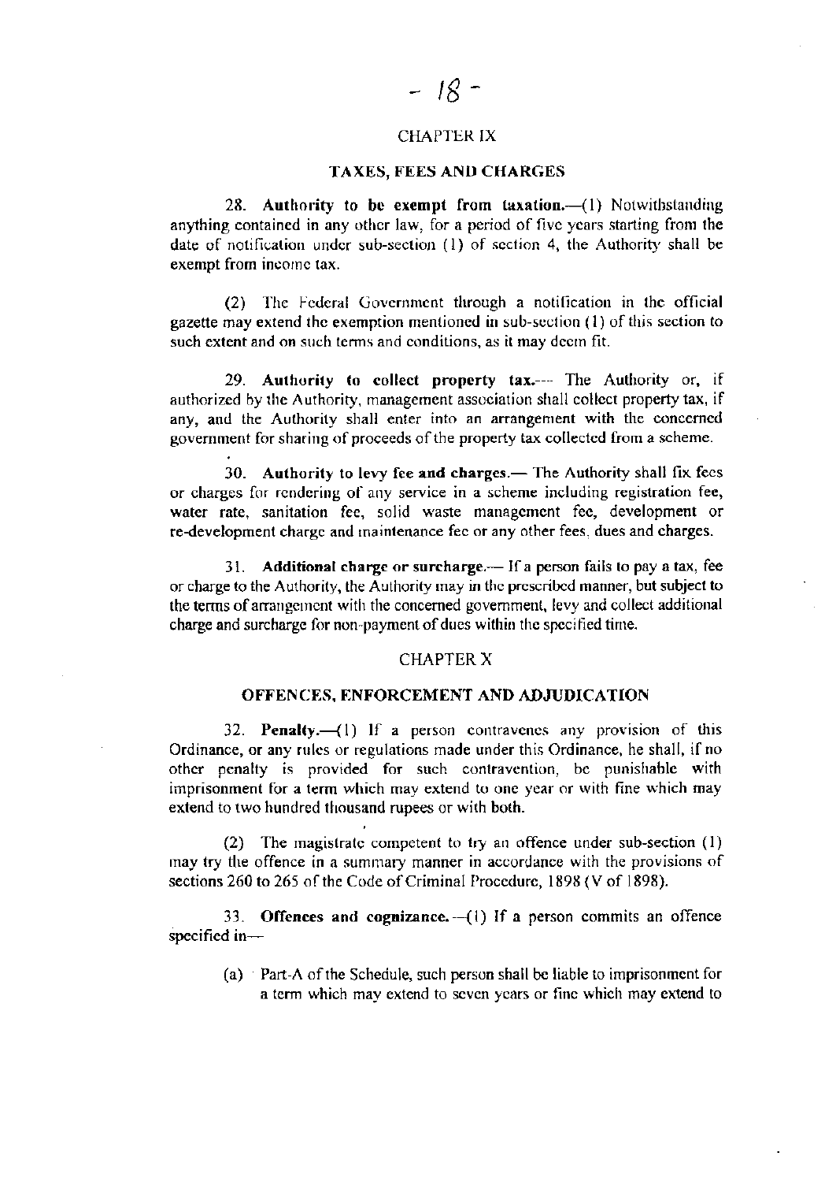## CHAPTER IX

### TAXES, FEES AND CHARGES

28. **Authority to be exempt from taxation.**—(1) Notwithstanding anything contained in any other law, for a period of five years starting from the date of notification under sub-section (1) of section 4, the Authority shall be exempt from income tax.

(2) The Federal Government through a notification in the official gazette may extend the exemption mentioned in sub-section (1) of this section to such extent and on such terms and conditions, as it may deem fit.

29. **Authority to collect property tax.**— The Authority or, if authorized by the Authority, management association shall collect property tax, if any, and the Authority shall enter into an arrangement with the concerned government for sharing of proceeds of the property tax collected from a scheme.

30. **Authority to levy fee and charges.**— The Authority shall fix fees or charges for rendering of any service in a scheme including registration fee, water rate, sanitation fee, solid waste management fee, development or re-development charge and maintenance fee or any other fees, dues and charges.

31. **Additional charge or surcharge.**— If a person fails to pay a tax, fee or charge to the Authority, the Authority may in the prescribed manner, but subject to the terms of arrangement with the concerned government, levy and collect additional charge and surcharge for non-payment of dues within the specified time.

## CHAPTER X

### OFFENCES, ENFORCEMENT AND ADJUDICATION

32. **Penalty.**—(1) If a person contravenes any provision of this Ordinance, or any rules or regulations made under this Ordinance, he shall, if no other penalty is provided for such contravention, be punishable with imprisonment for a term which may extend to one year or with fine which may extend to two hundred thousand rupees or with both.

(2) The magistrate competent to try an offence under sub-section (1) may try the offence in a summary manner in accordance with the provisions of sections 260 to 265 of the Code of Criminal Procedure, 1898 (V of 1898).

33. **Offences and cognizance.**—(1) If a person commits an offence specified in—

(a) Part-A of the Schedule, such person shall be liable to imprisonment for a term which may extend to seven years or fine which may extend to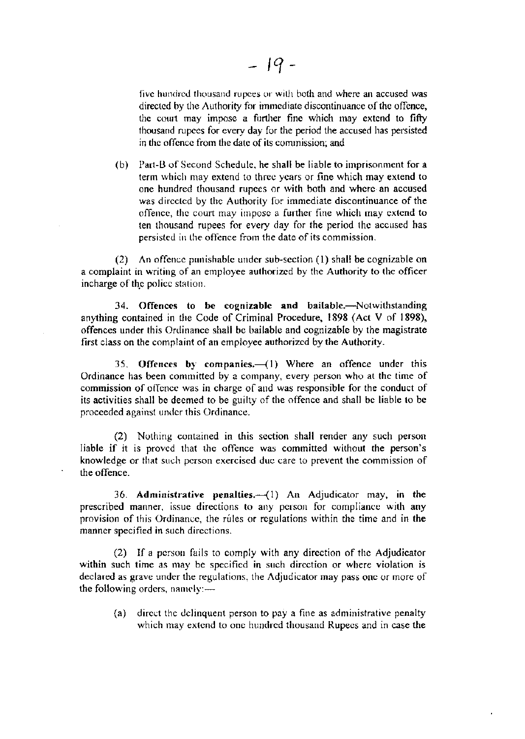five hundred thousand rupees or with both and where an accused was directed by the Authority for immediate discontinuance of the offence, the court may impose a further fine which may extend to fifty thousand rupees for every day for the period the accused has persisted in the offence from the date of its commission; and

(b) Part-B of Second Schedule, he shall be liable to imprisonment for a term which may extend to three years or fine which may extend to one hundred thousand rupees or with both and where an accused was directed by the Authority for immediate discontinuance of the offence, the court may impose a further fine which may extend to ten thousand rupees for every day for the period the accused has persisted in the offence from the date of its commission.

(2) An offence punishable under sub-section (1) shall be cognizable on a complaint in writing of an employee authorized by the Authority to the officer incharge of the police station.

34. **Offences to be cognizable and bailable.**—Notwithstanding anything contained in the Code of Criminal Procedure, 1898 (Act V of 1898), offences under this Ordinance shall be bailable and cognizable by the magistrate first class on the complaint of an employee authorized by the Authority.

35. **Offences by companies.**—(1) Where an offence under this Ordinance has been committed by a company, every person who at the time of commission of offence was in charge of and was responsible for the conduct of its activities shall be deemed to be guilty of the offence and shall be liable to be proceeded against under this Ordinance.

(2) Nothing contained in this section shall render any such person liable if it is proved that the offence was committed without the person's knowledge or that such person exercised due care to prevent the commission of the offence.

36. **Administrative penalties.**—(1) An Adjudicator may, in the prescribed manner, issue directions to any person for compliance with any provision of this Ordinance, the rules or regulations within the time and in the manner specified in such directions.

(2) If a person fails to comply with any direction of the Adjudicator within such time as may be specified in such direction or where violation is declared as grave under the regulations, the Adjudicator may pass one or more of the following orders, namely:—

(a) direct the delinquent person to pay a fine as administrative penalty which may extend to one hundred thousand Rupees and in case the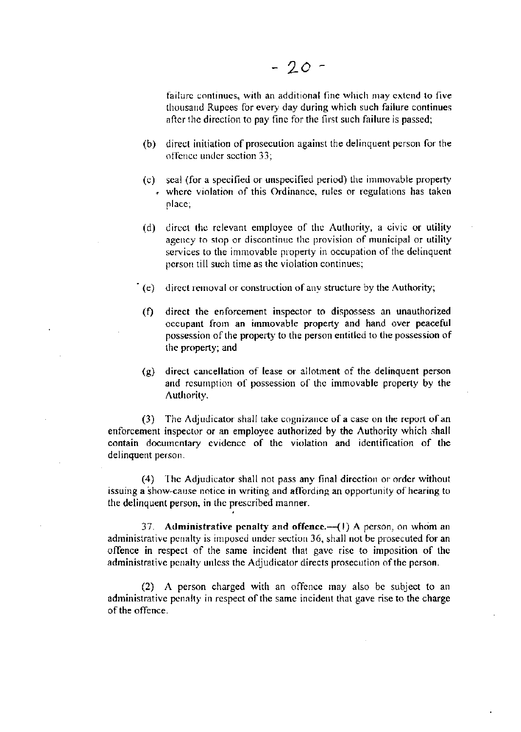failure continues, with an additional fine which may extend to five thousand Rupees for every day during which such failure continues after the direction to pay fine for the first such failure is passed;

(b) direct initiation of prosecution against the delinquent person for the offence under section 33;

(c) seal (for a specified or unspecified period) the immovable property where violation of this Ordinance, rules or regulations has taken place;

(d) direct the relevant employee of the Authority, a civic or utility agency to stop or discontinue the provision of municipal or utility services to the immovable property in occupation of the delinquent person till such time as the violation continues;

(e) direct removal or construction of any structure by the Authority;

(f) direct the enforcement inspector to dispossess an unauthorized occupant from an immovable property and hand over peaceful possession of the property to the person entitled to the possession of the property; and

(g) direct cancellation of lease or allotment of the delinquent person and resumption of possession of the immovable property by the Authority.

(3) The Adjudicator shall take cognizance of a case on the report of an enforcement inspector or an employee authorized by the Authority which shall contain documentary evidence of the violation and identification of the delinquent person.

(4) The Adjudicator shall not pass any final direction or order without issuing a show-cause notice in writing and affording an opportunity of hearing to the delinquent person, in the prescribed manner.

37. **Administrative penalty and offence.**—(1) A person, on whom an administrative penalty is imposed under section 36, shall not be prosecuted for an offence in respect of the same incident that gave rise to imposition of the administrative penalty unless the Adjudicator directs prosecution of the person.

(2) A person charged with an offence may also be subject to an administrative penalty in respect of the same incident that gave rise to the charge of the offence.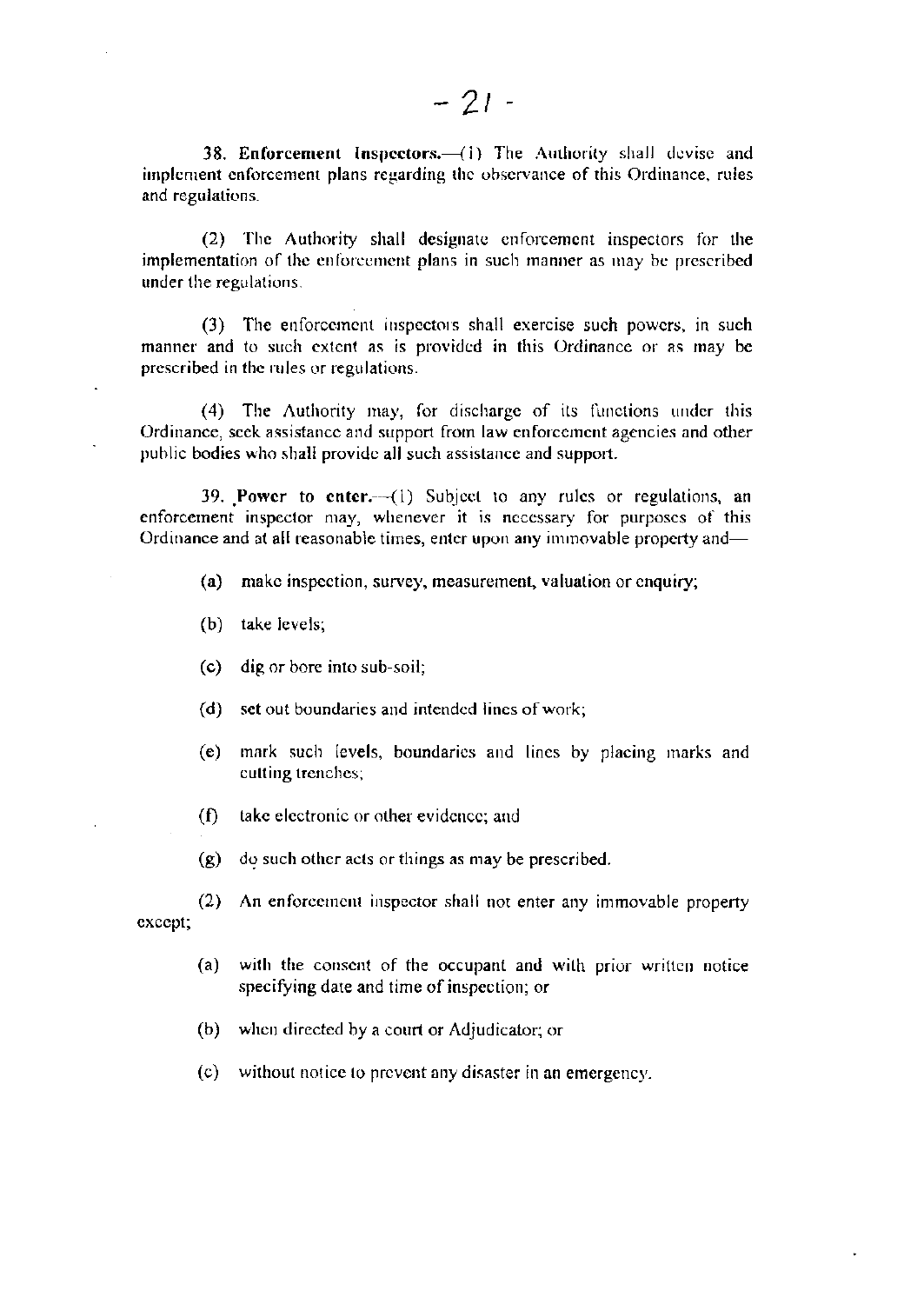**38. Enforcement Inspectors.**—(1) The Authority shall devise and implement enforcement plans regarding the observance of this Ordinance, rules and regulations.

(2) The Authority shall designate enforcement inspectors for the implementation of the enforcement plans in such manner as may be prescribed under the regulations.

(3) The enforcement inspectors shall exercise such powers, in such manner and to such extent as is provided in this Ordinance or as may be prescribed in the rules or regulations.

(4) The Authority may, for discharge of its functions under this Ordinance, seek assistance and support from law enforcement agencies and other public bodies who shall provide all such assistance and support.

**39. Power to enter.**—(1) Subject to any rules or regulations, an enforcement inspector may, whenever it is necessary for purposes of this Ordinance and at all reasonable times, enter upon any immovable property and—

(a) make inspection, survey, measurement, valuation or enquiry;

(b) take levels;

(c) dig or bore into sub-soil;

(d) set out boundaries and intended lines of work;

(e) mark such levels, boundaries and lines by placing marks and cutting trenches;

(f) take electronic or other evidence; and

(g) do such other acts or things as may be prescribed.

(2) An enforcement inspector shall not enter any immovable property except;

(a) with the consent of the occupant and with prior written notice specifying date and time of inspection; or

(b) when directed by a court or Adjudicator; or

(c) without notice to prevent any disaster in an emergency.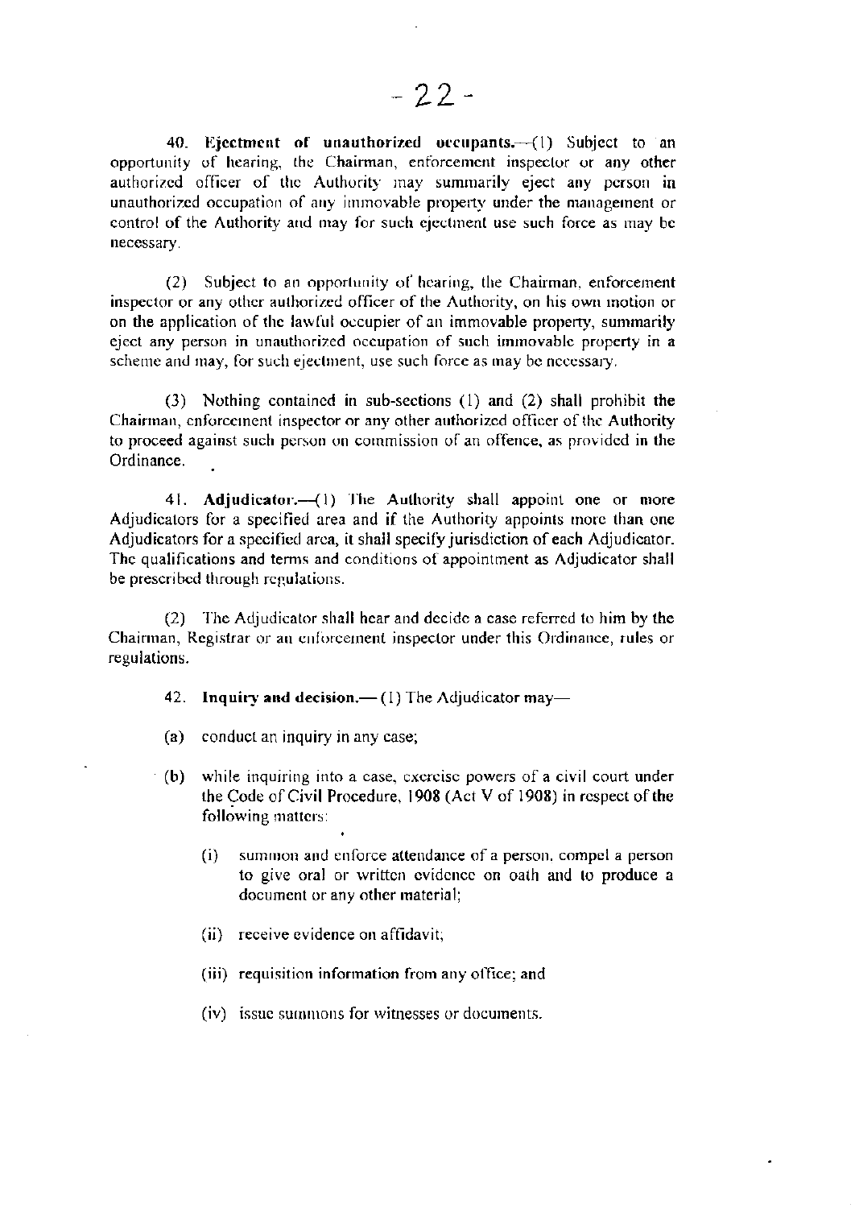**40. Ejectment of unauthorized occupants.**—(1) Subject to an opportunity of hearing, the Chairman, enforcement inspector or any other authorized officer of the Authority may summarily eject any person in unauthorized occupation of any immovable property under the management or control of the Authority and may for such ejectment use such force as may be necessary.

(2) Subject to an opportunity of hearing, the Chairman, enforcement inspector or any other authorized officer of the Authority, on his own motion or on the application of the lawful occupier of an immovable property, summarily eject any person in unauthorized occupation of such immovable property in a scheme and may, for such ejectment, use such force as may be necessary.

(3) Nothing contained in sub-sections (1) and (2) shall prohibit the Chairman, enforcement inspector or any other authorized officer of the Authority to proceed against such person on commission of an offence, as provided in the Ordinance.

**41. Adjudicator.**—(1) The Authority shall appoint one or more Adjudicators for a specified area and if the Authority appoints more than one Adjudicators for a specified area, it shall specify jurisdiction of each Adjudicator. The qualifications and terms and conditions of appointment as Adjudicator shall be prescribed through regulations.

(2) The Adjudicator shall hear and decide a case referred to him by the Chairman, Registrar or an enforcement inspector under this Ordinance, rules or regulations.

42. **Inquiry and decision.**— (1) The Adjudicator may—

(a) conduct an inquiry in any case;

(b) while inquiring into a case, exercise powers of a civil court under the Code of Civil Procedure, 1908 (Act V of 1908) in respect of the following matters:

(i) summon and enforce attendance of a person, compel a person to give oral or written evidence on oath and to produce a document or any other material;

(ii) receive evidence on affidavit;

(iii) requisition information from any office; and

(iv) issue summons for witnesses or documents.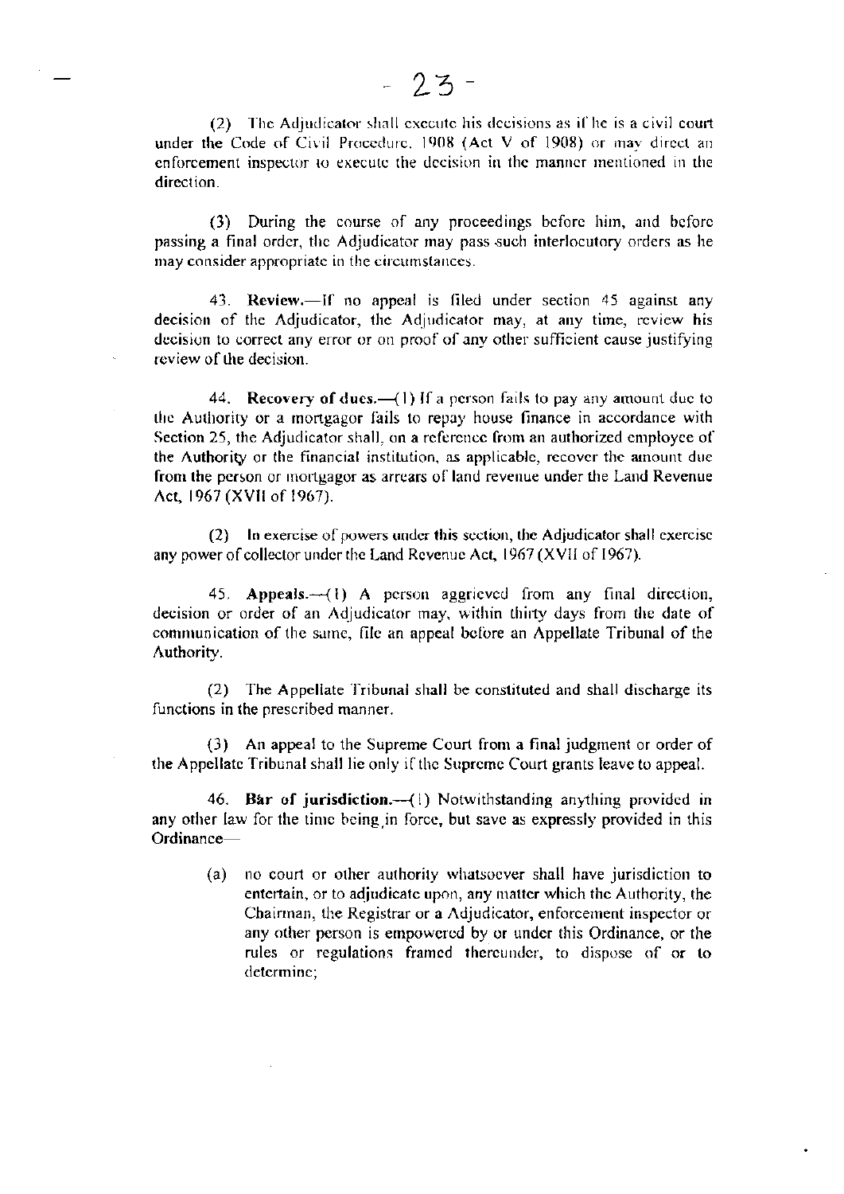(2) The Adjudicator shall execute his decisions as if he is a civil court under the Code of Civil Procedure, 1908 (Act V of 1908) or may direct an enforcement inspector to execute the decision in the manner mentioned in the direction.

(3) During the course of any proceedings before him, and before passing a final order, the Adjudicator may pass such interlocutory orders as he may consider appropriate in the circumstances.

43. **Review.**—If no appeal is filed under section 45 against any decision of the Adjudicator, the Adjudicator may, at any time, review his decision to correct any error or on proof of any other sufficient cause justifying review of the decision.

44. **Recovery of dues.**—(1) If a person fails to pay any amount due to the Authority or a mortgagor fails to repay house finance in accordance with Section 25, the Adjudicator shall, on a reference from an authorized employee of the Authority or the financial institution, as applicable, recover the amount due from the person or mortgagor as arrears of land revenue under the Land Revenue Act, 1967 (XVII of 1967).

(2) In exercise of powers under this section, the Adjudicator shall exercise any power of collector under the Land Revenue Act, 1967 (XVII of 1967).

45. **Appeals.**—(1) A person aggrieved from any final direction, decision or order of an Adjudicator may, within thirty days from the date of communication of the same, file an appeal before an Appellate Tribunal of the Authority.

(2) The Appellate Tribunal shall be constituted and shall discharge its functions in the prescribed manner.

(3) An appeal to the Supreme Court from a final judgment or order of the Appellate Tribunal shall lie only if the Supreme Court grants leave to appeal.

46. **Bar of jurisdiction.**—(1) Notwithstanding anything provided in any other law for the time being in force, but save as expressly provided in this Ordinance—

(a) no court or other authority whatsoever shall have jurisdiction to entertain, or to adjudicate upon, any matter which the Authority, the Chairman, the Registrar or a Adjudicator, enforcement inspector or any other person is empowered by or under this Ordinance, or the rules or regulations framed thereunder, to dispose of or to determine;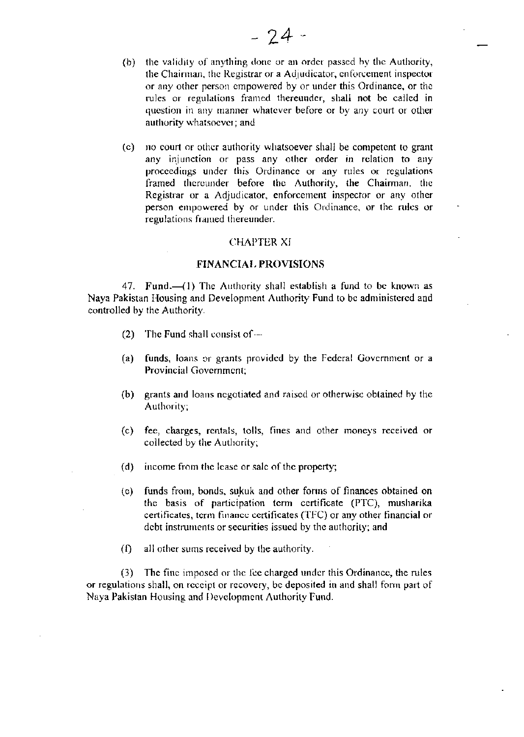(b) the validity of anything done or an order passed by the Authority, the Chairman, the Registrar or a Adjudicator, enforcement inspector or any other person empowered by or under this Ordinance, or the rules or regulations framed thereunder, shall not be called in question in any manner whatever before or by any court or other authority whatsoever; and

(c) no court or other authority whatsoever shall be competent to grant any injunction or pass any other order in relation to any proceedings under this Ordinance or any rules or regulations framed thereunder before the Authority, the Chairman, the Registrar or a Adjudicator, enforcement inspector or any other person empowered by or under this Ordinance, or the rules or regulations framed thereunder.

## CHAPTER XI

## FINANCIAL PROVISIONS

47. **Fund.**—(1) The Authority shall establish a fund to be known as Naya Pakistan Housing and Development Authority Fund to be administered and controlled by the Authority.

(2) The Fund shall consist of—

(a) funds, loans or grants provided by the Federal Government or a Provincial Government;

(b) grants and loans negotiated and raised or otherwise obtained by the Authority;

(c) fee, charges, rentals, tolls, fines and other moneys received or collected by the Authority;

(d) income from the lease or sale of the property;

(e) funds from, bonds, sukuk and other forms of finances obtained on the basis of participation term certificate (PTC), musharika certificates, term finance certificates (TFC) or any other financial or debt instruments or securities issued by the authority; and

(f) all other sums received by the authority.

(3) The fine imposed or the fee charged under this Ordinance, the rules or regulations shall, on receipt or recovery, be deposited in and shall form part of Naya Pakistan Housing and Development Authority Fund.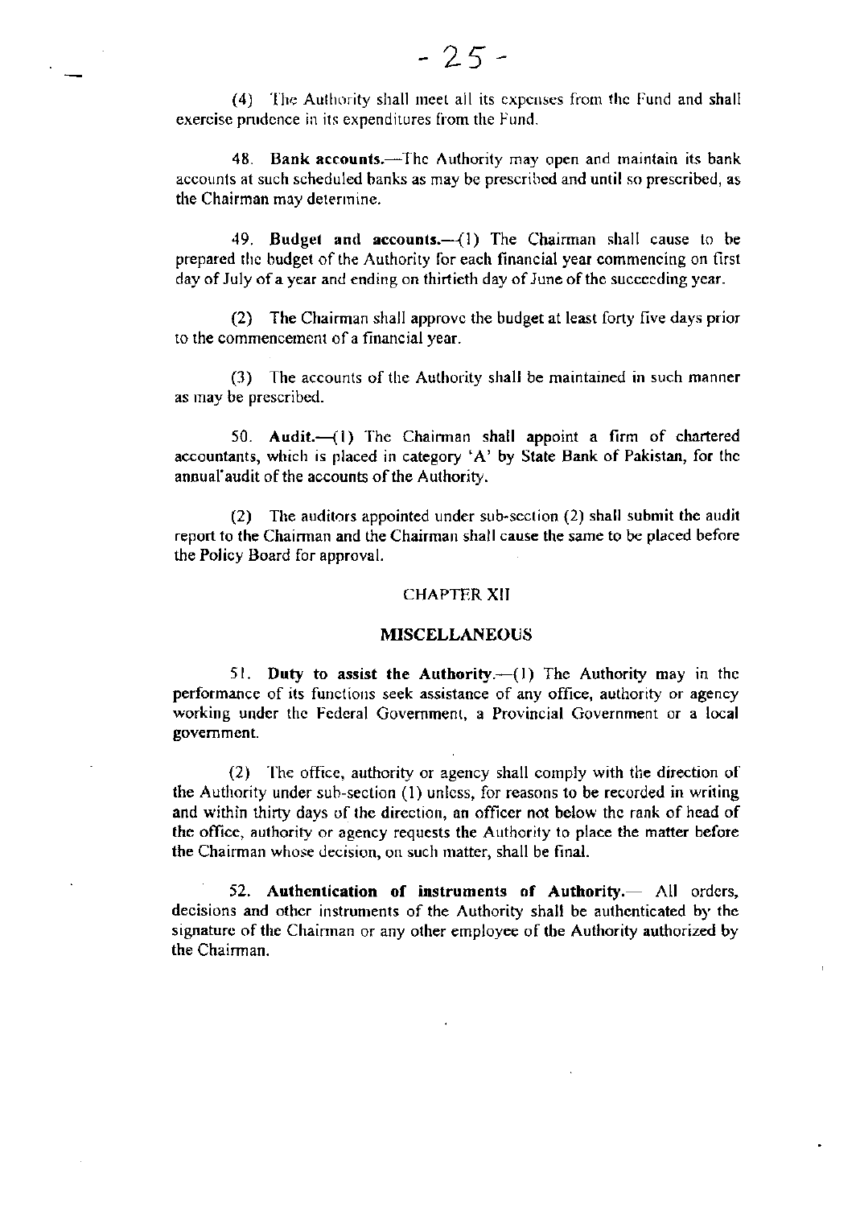(4) The Authority shall meet all its expenses from the Fund and shall exercise prudence in its expenditures from the Fund.

48. **Bank accounts.**—The Authority may open and maintain its bank accounts at such scheduled banks as may be prescribed and until so prescribed, as the Chairman may determine.

49. **Budget and accounts.**—(1) The Chairman shall cause to be prepared the budget of the Authority for each financial year commencing on first day of July of a year and ending on thirtieth day of June of the succeeding year.

(2) The Chairman shall approve the budget at least forty five days prior to the commencement of a financial year.

(3) The accounts of the Authority shall be maintained in such manner as may be prescribed.

50. **Audit.**—(1) The Chairman shall appoint a firm of chartered accountants, which is placed in category 'A' by State Bank of Pakistan, for the annual audit of the accounts of the Authority.

(2) The auditors appointed under sub-section (2) shall submit the audit report to the Chairman and the Chairman shall cause the same to be placed before the Policy Board for approval.

## CHAPTER XII

## MISCELLANEOUS

51. **Duty to assist the Authority.**—(1) The Authority may in the performance of its functions seek assistance of any office, authority or agency working under the Federal Government, a Provincial Government or a local government.

(2) The office, authority or agency shall comply with the direction of the Authority under sub-section (1) unless, for reasons to be recorded in writing and within thirty days of the direction, an officer not below the rank of head of the office, authority or agency requests the Authority to place the matter before the Chairman whose decision, on such matter, shall be final.

52. **Authentication of instruments of Authority.**— All orders, decisions and other instruments of the Authority shall be authenticated by the signature of the Chairman or any other employee of the Authority authorized by the Chairman.